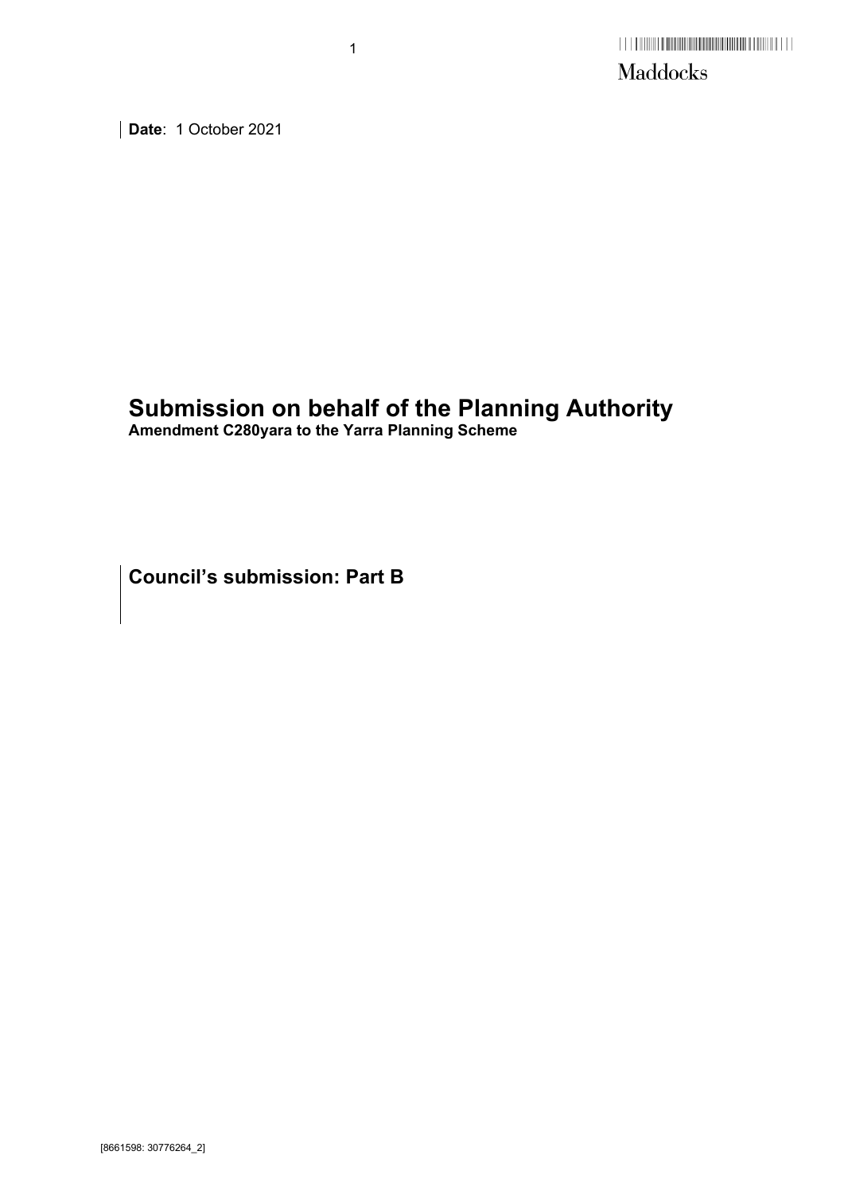Maddocks

**Date**: 1 October 2021

# Submission on behalf of the Planning Authority

**Amendment C280yara to the Yarra Planning Scheme**

## Council's submission: Part B

[8661598: 30776264_2]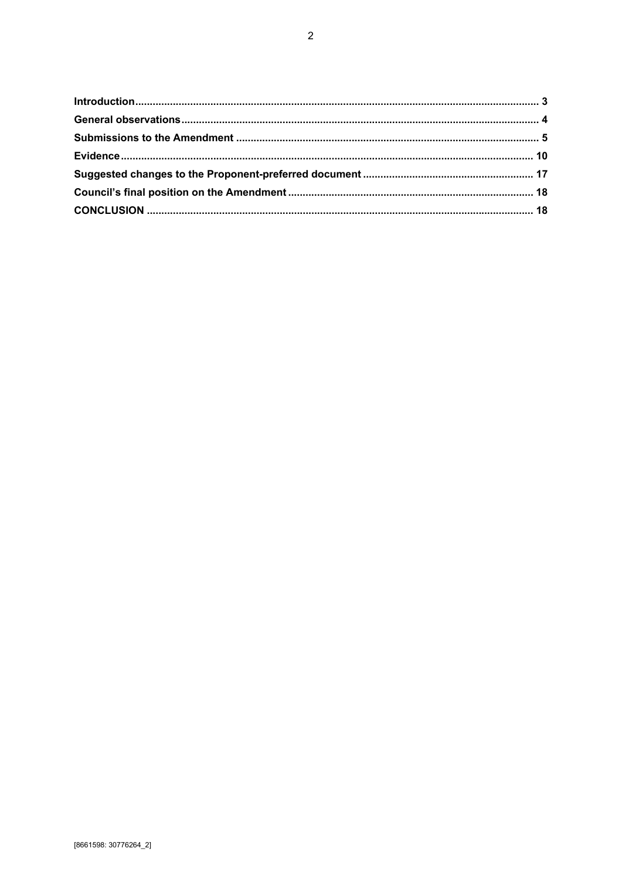**Introduction** ........................................................................................................................................ 3

**General observations** .......................................................................................................................... 4

**Submissions to the Amendment** ....................................................................................................... 5

**Evidence** ........................................................................................................................................... 10

**Suggested changes to the Proponent-preferred document** ........................................................... 17

**Council's final position on the Amendment** .................................................................................... 18

**CONCLUSION** .................................................................................................................................. 18

[8661598: 30776264_2]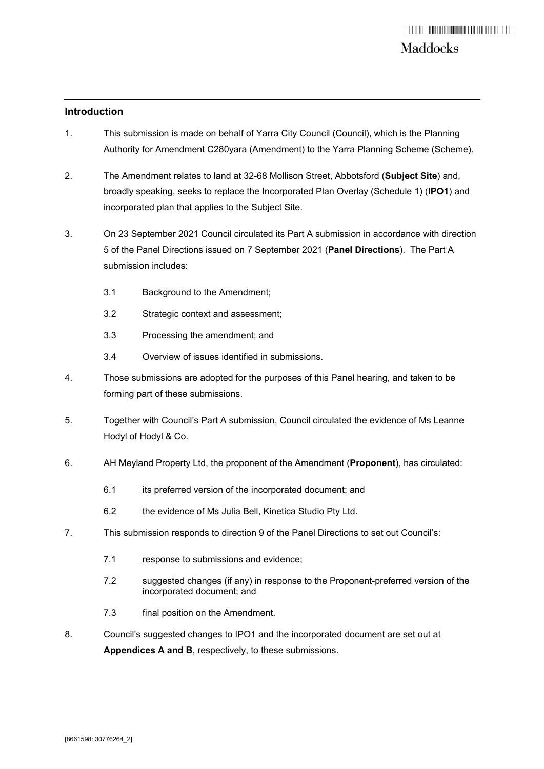## Introduction

1. This submission is made on behalf of Yarra City Council (Council), which is the Planning Authority for Amendment C280yara (Amendment) to the Yarra Planning Scheme (Scheme).

2. The Amendment relates to land at 32-68 Mollison Street, Abbotsford (**Subject Site**) and, broadly speaking, seeks to replace the Incorporated Plan Overlay (Schedule 1) (**IPO1**) and incorporated plan that applies to the Subject Site.

3. On 23 September 2021 Council circulated its Part A submission in accordance with direction 5 of the Panel Directions issued on 7 September 2021 (**Panel Directions**). The Part A submission includes:

   3.1 Background to the Amendment;

   3.2 Strategic context and assessment;

   3.3 Processing the amendment; and

   3.4 Overview of issues identified in submissions.

4. Those submissions are adopted for the purposes of this Panel hearing, and taken to be forming part of these submissions.

5. Together with Council's Part A submission, Council circulated the evidence of Ms Leanne Hodyl of Hodyl & Co.

6. AH Meyland Property Ltd, the proponent of the Amendment (**Proponent**), has circulated:

   6.1 its preferred version of the incorporated document; and

   6.2 the evidence of Ms Julia Bell, Kinetica Studio Pty Ltd.

7. This submission responds to direction 9 of the Panel Directions to set out Council's:

   7.1 response to submissions and evidence;

   7.2 suggested changes (if any) in response to the Proponent-preferred version of the incorporated document; and

   7.3 final position on the Amendment.

8. Council's suggested changes to IPO1 and the incorporated document are set out at **Appendices A and B**, respectively, to these submissions.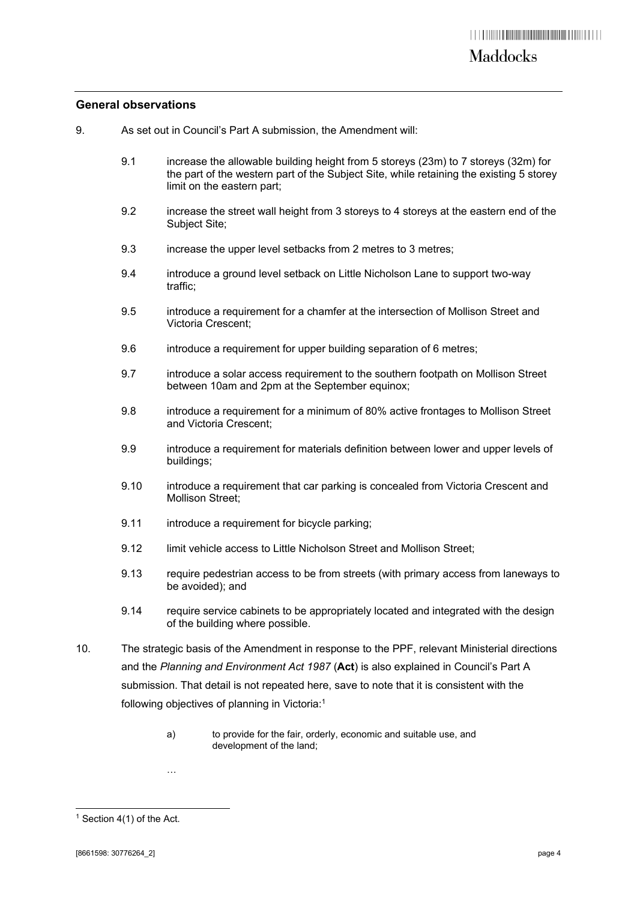## General observations

9. As set out in Council's Part A submission, the Amendment will:

   9.1 increase the allowable building height from 5 storeys (23m) to 7 storeys (32m) for the part of the western part of the Subject Site, while retaining the existing 5 storey limit on the eastern part;

   9.2 increase the street wall height from 3 storeys to 4 storeys at the eastern end of the Subject Site;

   9.3 increase the upper level setbacks from 2 metres to 3 metres;

   9.4 introduce a ground level setback on Little Nicholson Lane to support two-way traffic;

   9.5 introduce a requirement for a chamfer at the intersection of Mollison Street and Victoria Crescent;

   9.6 introduce a requirement for upper building separation of 6 metres;

   9.7 introduce a solar access requirement to the southern footpath on Mollison Street between 10am and 2pm at the September equinox;

   9.8 introduce a requirement for a minimum of 80% active frontages to Mollison Street and Victoria Crescent;

   9.9 introduce a requirement for materials definition between lower and upper levels of buildings;

   9.10 introduce a requirement that car parking is concealed from Victoria Crescent and Mollison Street;

   9.11 introduce a requirement for bicycle parking;

   9.12 limit vehicle access to Little Nicholson Street and Mollison Street;

   9.13 require pedestrian access to be from streets (with primary access from laneways to be avoided); and

   9.14 require service cabinets to be appropriately located and integrated with the design of the building where possible.

10. The strategic basis of the Amendment in response to the PPF, relevant Ministerial directions and the *Planning and Environment Act 1987* (**Act**) is also explained in Council's Part A submission. That detail is not repeated here, save to note that it is consistent with the following objectives of planning in Victoria:[1]

    a) to provide for the fair, orderly, economic and suitable use, and development of the land;

    …

[1] Section 4(1) of the Act.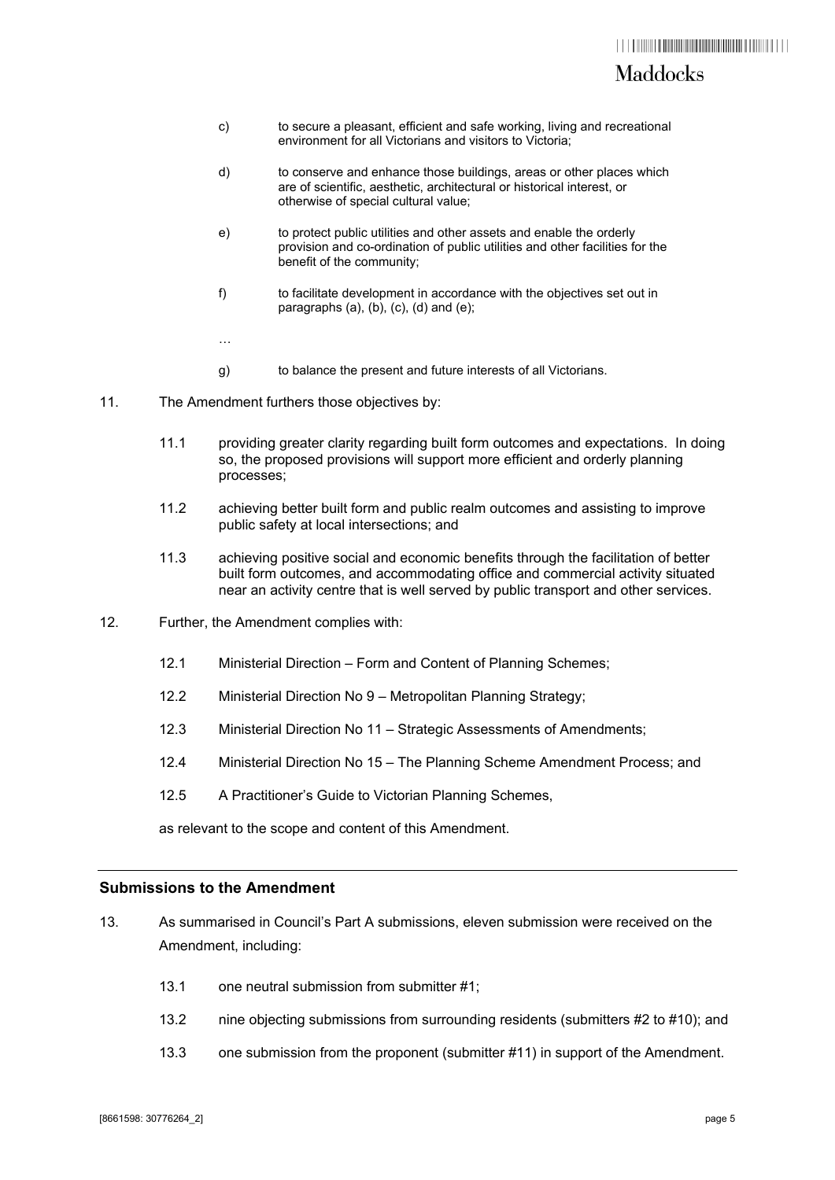c) to secure a pleasant, efficient and safe working, living and recreational environment for all Victorians and visitors to Victoria;

d) to conserve and enhance those buildings, areas or other places which are of scientific, aesthetic, architectural or historical interest, or otherwise of special cultural value;

e) to protect public utilities and other assets and enable the orderly provision and co-ordination of public utilities and other facilities for the benefit of the community;

f) to facilitate development in accordance with the objectives set out in paragraphs (a), (b), (c), (d) and (e);

…

g) to balance the present and future interests of all Victorians.

11. The Amendment furthers those objectives by:

 11.1 providing greater clarity regarding built form outcomes and expectations. In doing so, the proposed provisions will support more efficient and orderly planning processes;

 11.2 achieving better built form and public realm outcomes and assisting to improve public safety at local intersections; and

 11.3 achieving positive social and economic benefits through the facilitation of better built form outcomes, and accommodating office and commercial activity situated near an activity centre that is well served by public transport and other services.

12. Further, the Amendment complies with:

 12.1 Ministerial Direction – Form and Content of Planning Schemes;

 12.2 Ministerial Direction No 9 – Metropolitan Planning Strategy;

 12.3 Ministerial Direction No 11 – Strategic Assessments of Amendments;

 12.4 Ministerial Direction No 15 – The Planning Scheme Amendment Process; and

 12.5 A Practitioner's Guide to Victorian Planning Schemes,

 as relevant to the scope and content of this Amendment.

## Submissions to the Amendment

13. As summarised in Council's Part A submissions, eleven submission were received on the Amendment, including:

 13.1 one neutral submission from submitter #1;

 13.2 nine objecting submissions from surrounding residents (submitters #2 to #10); and

 13.3 one submission from the proponent (submitter #11) in support of the Amendment.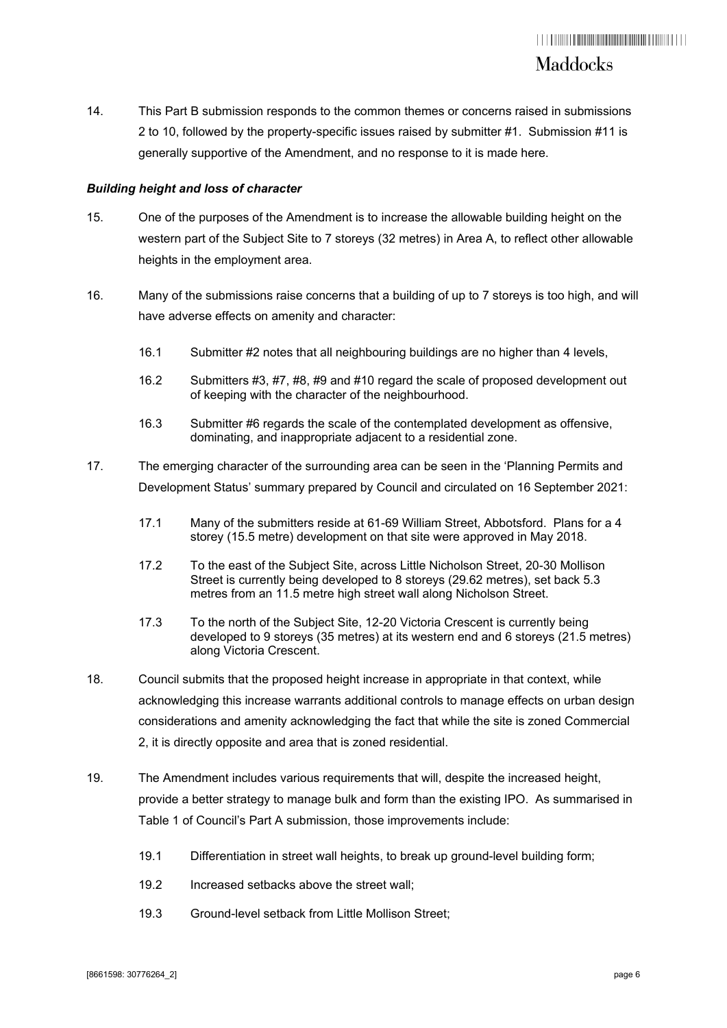14. This Part B submission responds to the common themes or concerns raised in submissions 2 to 10, followed by the property-specific issues raised by submitter #1. Submission #11 is generally supportive of the Amendment, and no response to it is made here.

### *Building height and loss of character*

15. One of the purposes of the Amendment is to increase the allowable building height on the western part of the Subject Site to 7 storeys (32 metres) in Area A, to reflect other allowable heights in the employment area.

16. Many of the submissions raise concerns that a building of up to 7 storeys is too high, and will have adverse effects on amenity and character:

    16.1 Submitter #2 notes that all neighbouring buildings are no higher than 4 levels,

    16.2 Submitters #3, #7, #8, #9 and #10 regard the scale of proposed development out of keeping with the character of the neighbourhood.

    16.3 Submitter #6 regards the scale of the contemplated development as offensive, dominating, and inappropriate adjacent to a residential zone.

17. The emerging character of the surrounding area can be seen in the 'Planning Permits and Development Status' summary prepared by Council and circulated on 16 September 2021:

    17.1 Many of the submitters reside at 61-69 William Street, Abbotsford. Plans for a 4 storey (15.5 metre) development on that site were approved in May 2018.

    17.2 To the east of the Subject Site, across Little Nicholson Street, 20-30 Mollison Street is currently being developed to 8 storeys (29.62 metres), set back 5.3 metres from an 11.5 metre high street wall along Nicholson Street.

    17.3 To the north of the Subject Site, 12-20 Victoria Crescent is currently being developed to 9 storeys (35 metres) at its western end and 6 storeys (21.5 metres) along Victoria Crescent.

18. Council submits that the proposed height increase in appropriate in that context, while acknowledging this increase warrants additional controls to manage effects on urban design considerations and amenity acknowledging the fact that while the site is zoned Commercial 2, it is directly opposite and area that is zoned residential.

19. The Amendment includes various requirements that will, despite the increased height, provide a better strategy to manage bulk and form than the existing IPO. As summarised in Table 1 of Council's Part A submission, those improvements include:

    19.1 Differentiation in street wall heights, to break up ground-level building form;

    19.2 Increased setbacks above the street wall;

    19.3 Ground-level setback from Little Mollison Street;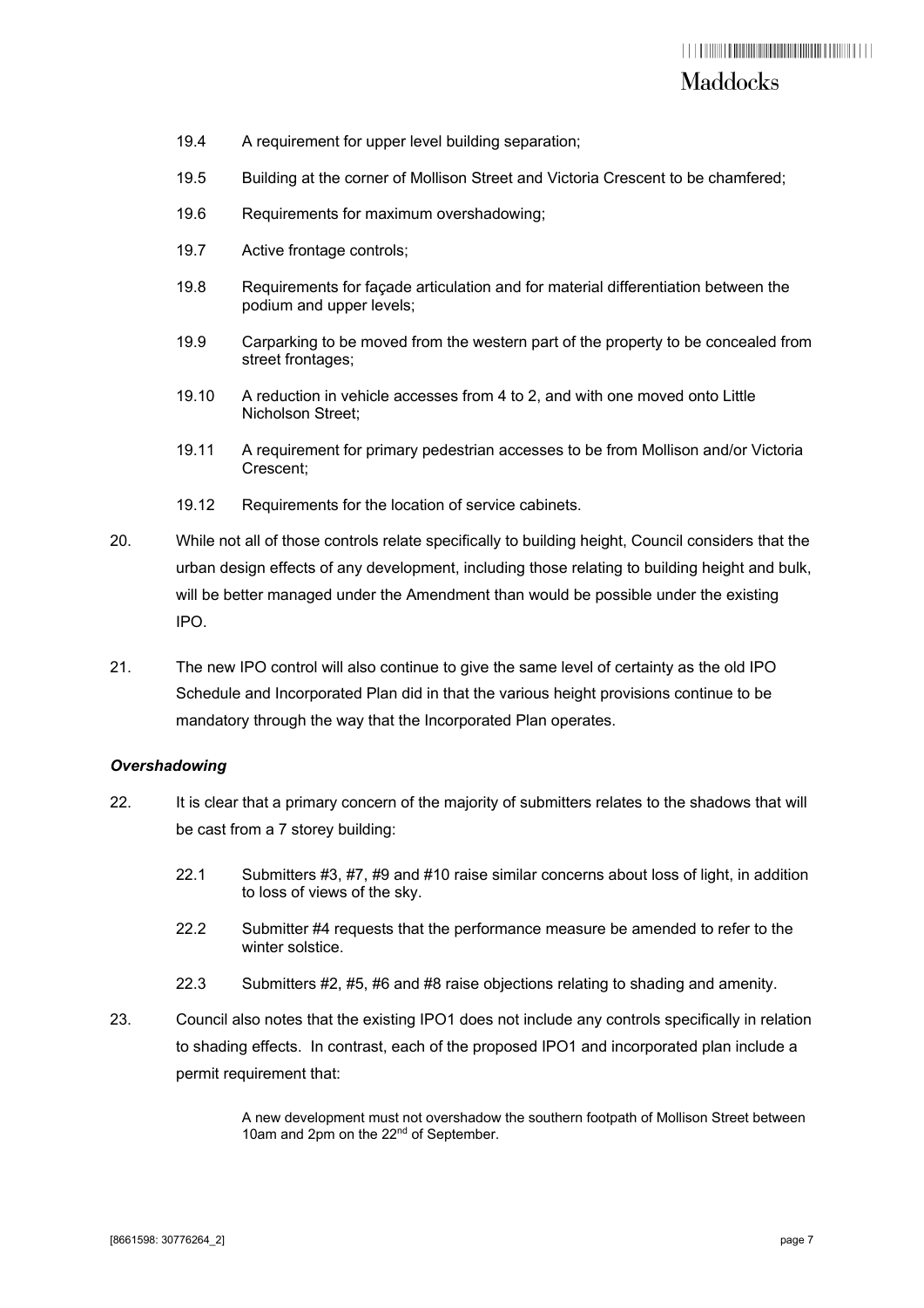19.4 A requirement for upper level building separation;

19.5 Building at the corner of Mollison Street and Victoria Crescent to be chamfered;

19.6 Requirements for maximum overshadowing;

19.7 Active frontage controls;

19.8 Requirements for façade articulation and for material differentiation between the podium and upper levels;

19.9 Carparking to be moved from the western part of the property to be concealed from street frontages;

19.10 A reduction in vehicle accesses from 4 to 2, and with one moved onto Little Nicholson Street;

19.11 A requirement for primary pedestrian accesses to be from Mollison and/or Victoria Crescent;

19.12 Requirements for the location of service cabinets.

20. While not all of those controls relate specifically to building height, Council considers that the urban design effects of any development, including those relating to building height and bulk, will be better managed under the Amendment than would be possible under the existing IPO.

21. The new IPO control will also continue to give the same level of certainty as the old IPO Schedule and Incorporated Plan did in that the various height provisions continue to be mandatory through the way that the Incorporated Plan operates.

***Overshadowing***

22. It is clear that a primary concern of the majority of submitters relates to the shadows that will be cast from a 7 storey building:

22.1 Submitters #3, #7, #9 and #10 raise similar concerns about loss of light, in addition to loss of views of the sky.

22.2 Submitter #4 requests that the performance measure be amended to refer to the winter solstice.

22.3 Submitters #2, #5, #6 and #8 raise objections relating to shading and amenity.

23. Council also notes that the existing IPO1 does not include any controls specifically in relation to shading effects. In contrast, each of the proposed IPO1 and incorporated plan include a permit requirement that:

> A new development must not overshadow the southern footpath of Mollison Street between 10am and 2pm on the 22nd of September.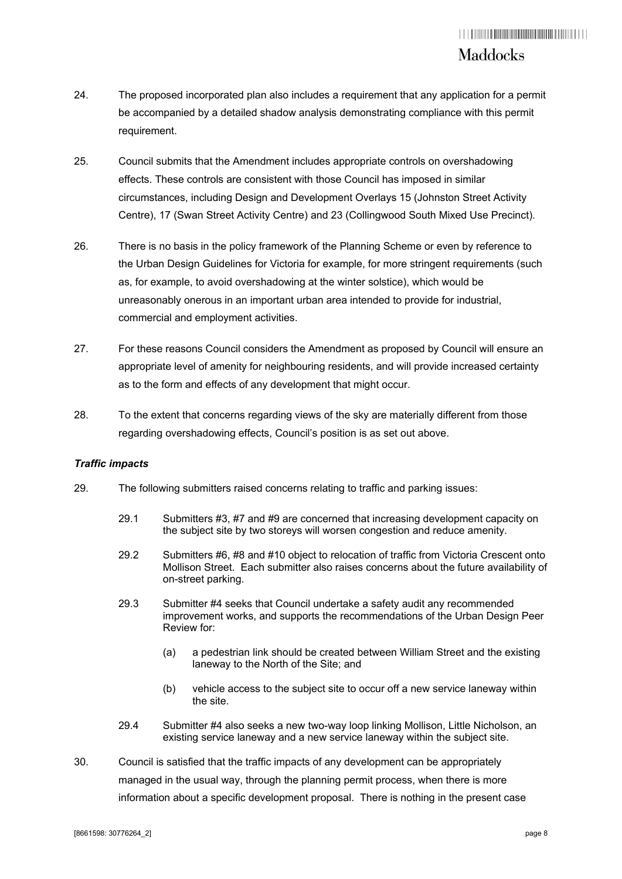24. The proposed incorporated plan also includes a requirement that any application for a permit be accompanied by a detailed shadow analysis demonstrating compliance with this permit requirement.

25. Council submits that the Amendment includes appropriate controls on overshadowing effects. These controls are consistent with those Council has imposed in similar circumstances, including Design and Development Overlays 15 (Johnston Street Activity Centre), 17 (Swan Street Activity Centre) and 23 (Collingwood South Mixed Use Precinct).

26. There is no basis in the policy framework of the Planning Scheme or even by reference to the Urban Design Guidelines for Victoria for example, for more stringent requirements (such as, for example, to avoid overshadowing at the winter solstice), which would be unreasonably onerous in an important urban area intended to provide for industrial, commercial and employment activities.

27. For these reasons Council considers the Amendment as proposed by Council will ensure an appropriate level of amenity for neighbouring residents, and will provide increased certainty as to the form and effects of any development that might occur.

28. To the extent that concerns regarding views of the sky are materially different from those regarding overshadowing effects, Council's position is as set out above.

***Traffic impacts***

29. The following submitters raised concerns relating to traffic and parking issues:

    29.1 Submitters #3, #7 and #9 are concerned that increasing development capacity on the subject site by two storeys will worsen congestion and reduce amenity.

    29.2 Submitters #6, #8 and #10 object to relocation of traffic from Victoria Crescent onto Mollison Street. Each submitter also raises concerns about the future availability of on-street parking.

    29.3 Submitter #4 seeks that Council undertake a safety audit any recommended improvement works, and supports the recommendations of the Urban Design Peer Review for:

    (a) a pedestrian link should be created between William Street and the existing laneway to the North of the Site; and

    (b) vehicle access to the subject site to occur off a new service laneway within the site.

    29.4 Submitter #4 also seeks a new two-way loop linking Mollison, Little Nicholson, an existing service laneway and a new service laneway within the subject site.

30. Council is satisfied that the traffic impacts of any development can be appropriately managed in the usual way, through the planning permit process, when there is more information about a specific development proposal. There is nothing in the present case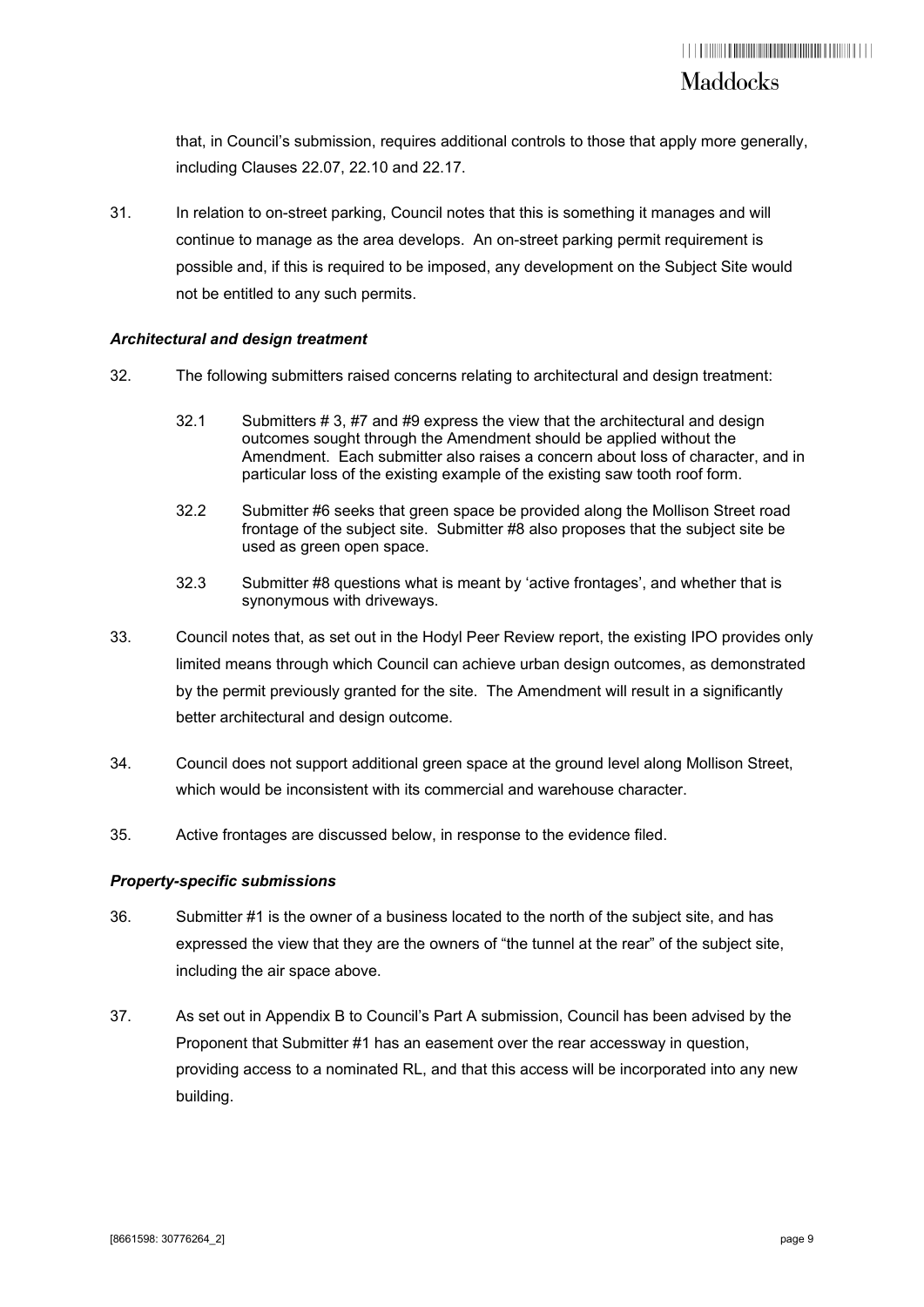that, in Council's submission, requires additional controls to those that apply more generally, including Clauses 22.07, 22.10 and 22.17.

31. In relation to on-street parking, Council notes that this is something it manages and will continue to manage as the area develops. An on-street parking permit requirement is possible and, if this is required to be imposed, any development on the Subject Site would not be entitled to any such permits.

***Architectural and design treatment***

32. The following submitters raised concerns relating to architectural and design treatment:

    32.1 Submitters # 3, #7 and #9 express the view that the architectural and design outcomes sought through the Amendment should be applied without the Amendment. Each submitter also raises a concern about loss of character, and in particular loss of the existing example of the existing saw tooth roof form.

    32.2 Submitter #6 seeks that green space be provided along the Mollison Street road frontage of the subject site. Submitter #8 also proposes that the subject site be used as green open space.

    32.3 Submitter #8 questions what is meant by 'active frontages', and whether that is synonymous with driveways.

33. Council notes that, as set out in the Hodyl Peer Review report, the existing IPO provides only limited means through which Council can achieve urban design outcomes, as demonstrated by the permit previously granted for the site. The Amendment will result in a significantly better architectural and design outcome.

34. Council does not support additional green space at the ground level along Mollison Street, which would be inconsistent with its commercial and warehouse character.

35. Active frontages are discussed below, in response to the evidence filed.

***Property-specific submissions***

36. Submitter #1 is the owner of a business located to the north of the subject site, and has expressed the view that they are the owners of "the tunnel at the rear" of the subject site, including the air space above.

37. As set out in Appendix B to Council's Part A submission, Council has been advised by the Proponent that Submitter #1 has an easement over the rear accessway in question, providing access to a nominated RL, and that this access will be incorporated into any new building.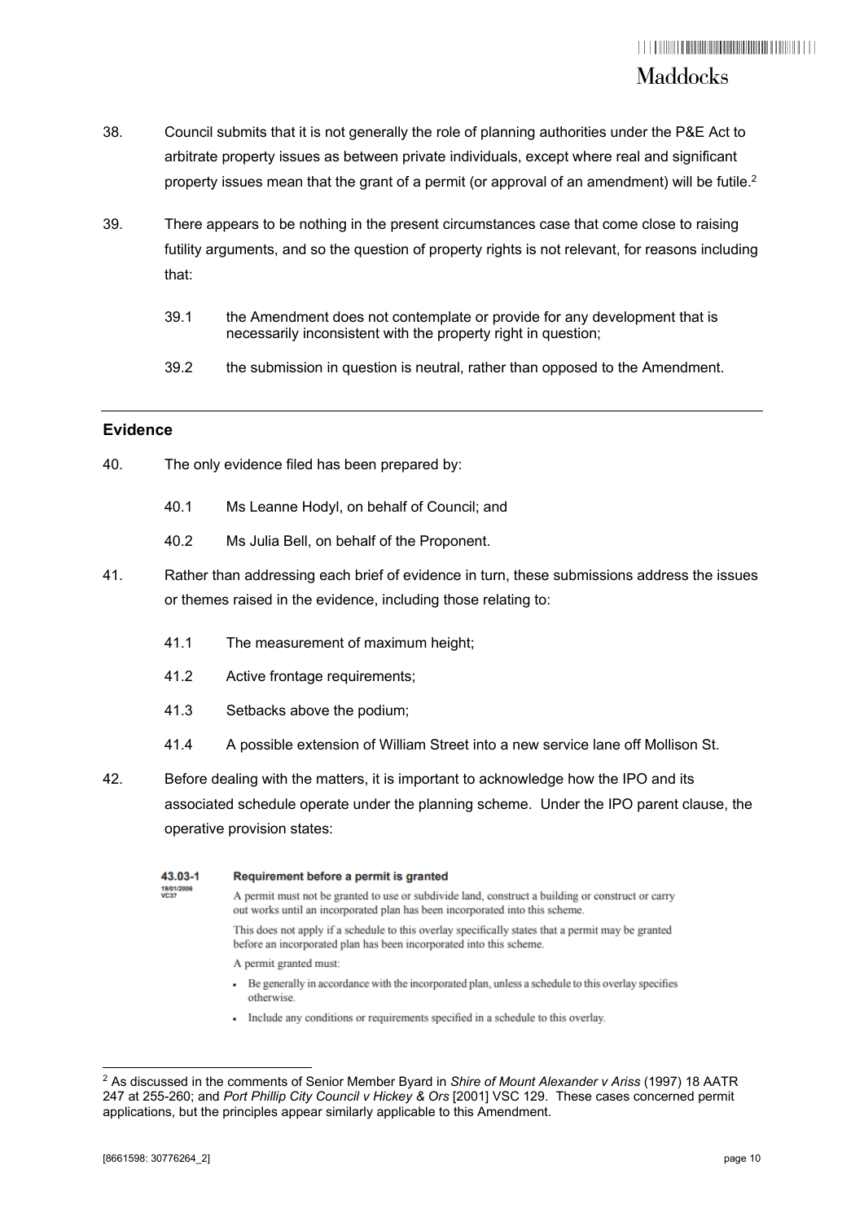38. Council submits that it is not generally the role of planning authorities under the P&E Act to arbitrate property issues as between private individuals, except where real and significant property issues mean that the grant of a permit (or approval of an amendment) will be futile.[2]

39. There appears to be nothing in the present circumstances case that come close to raising futility arguments, and so the question of property rights is not relevant, for reasons including that:

    39.1 the Amendment does not contemplate or provide for any development that is necessarily inconsistent with the property right in question;

    39.2 the submission in question is neutral, rather than opposed to the Amendment.

---

## Evidence

40. The only evidence filed has been prepared by:

    40.1 Ms Leanne Hodyl, on behalf of Council; and

    40.2 Ms Julia Bell, on behalf of the Proponent.

41. Rather than addressing each brief of evidence in turn, these submissions address the issues or themes raised in the evidence, including those relating to:

    41.1 The measurement of maximum height;

    41.2 Active frontage requirements;

    41.3 Setbacks above the podium;

    41.4 A possible extension of William Street into a new service lane off Mollison St.

42. Before dealing with the matters, it is important to acknowledge how the IPO and its associated schedule operate under the planning scheme. Under the IPO parent clause, the operative provision states:

> **43.03-1** 19/01/2006 VC37 **Requirement before a permit is granted**
>
> A permit must not be granted to use or subdivide land, construct a building or construct or carry out works until an incorporated plan has been incorporated into this scheme.
>
> This does not apply if a schedule to this overlay specifically states that a permit may be granted before an incorporated plan has been incorporated into this scheme.
>
> A permit granted must:
>
> - Be generally in accordance with the incorporated plan, unless a schedule to this overlay specifies otherwise.
> - Include any conditions or requirements specified in a schedule to this overlay.

---

[2] As discussed in the comments of Senior Member Byard in *Shire of Mount Alexander v Ariss* (1997) 18 AATR 247 at 255-260; and *Port Phillip City Council v Hickey & Ors* [2001] VSC 129. These cases concerned permit applications, but the principles appear similarly applicable to this Amendment.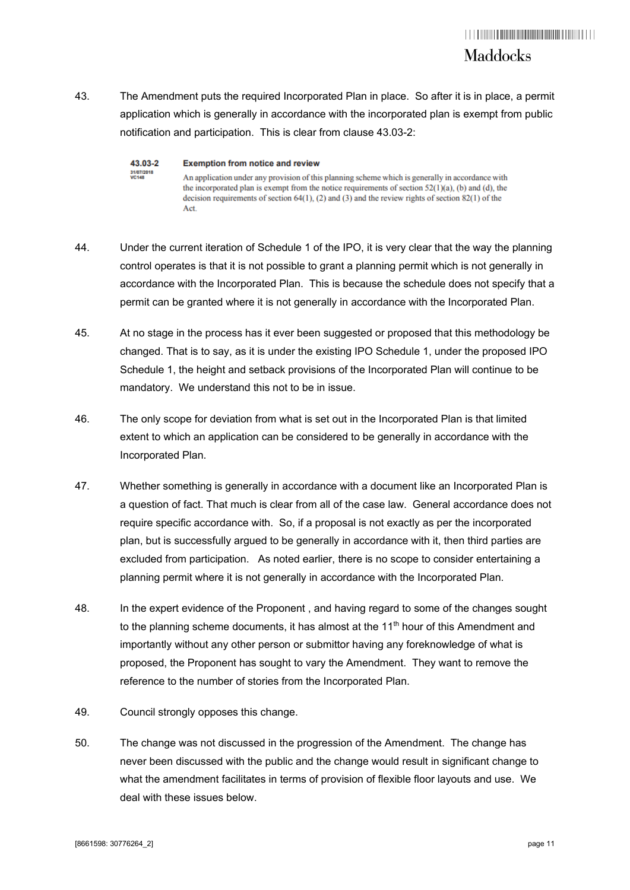43. The Amendment puts the required Incorporated Plan in place. So after it is in place, a permit application which is generally in accordance with the incorporated plan is exempt from public notification and participation. This is clear from clause 43.03-2:

> **43.03-2** 31/07/2018 VC148 **Exemption from notice and review**
>
> An application under any provision of this planning scheme which is generally in accordance with the incorporated plan is exempt from the notice requirements of section 52(1)(a), (b) and (d), the decision requirements of section 64(1), (2) and (3) and the review rights of section 82(1) of the Act.

44. Under the current iteration of Schedule 1 of the IPO, it is very clear that the way the planning control operates is that it is not possible to grant a planning permit which is not generally in accordance with the Incorporated Plan. This is because the schedule does not specify that a permit can be granted where it is not generally in accordance with the Incorporated Plan.

45. At no stage in the process has it ever been suggested or proposed that this methodology be changed. That is to say, as it is under the existing IPO Schedule 1, under the proposed IPO Schedule 1, the height and setback provisions of the Incorporated Plan will continue to be mandatory. We understand this not to be in issue.

46. The only scope for deviation from what is set out in the Incorporated Plan is that limited extent to which an application can be considered to be generally in accordance with the Incorporated Plan.

47. Whether something is generally in accordance with a document like an Incorporated Plan is a question of fact. That much is clear from all of the case law. General accordance does not require specific accordance with. So, if a proposal is not exactly as per the incorporated plan, but is successfully argued to be generally in accordance with it, then third parties are excluded from participation. As noted earlier, there is no scope to consider entertaining a planning permit where it is not generally in accordance with the Incorporated Plan.

48. In the expert evidence of the Proponent , and having regard to some of the changes sought to the planning scheme documents, it has almost at the 11th hour of this Amendment and importantly without any other person or submittor having any foreknowledge of what is proposed, the Proponent has sought to vary the Amendment. They want to remove the reference to the number of stories from the Incorporated Plan.

49. Council strongly opposes this change.

50. The change was not discussed in the progression of the Amendment. The change has never been discussed with the public and the change would result in significant change to what the amendment facilitates in terms of provision of flexible floor layouts and use. We deal with these issues below.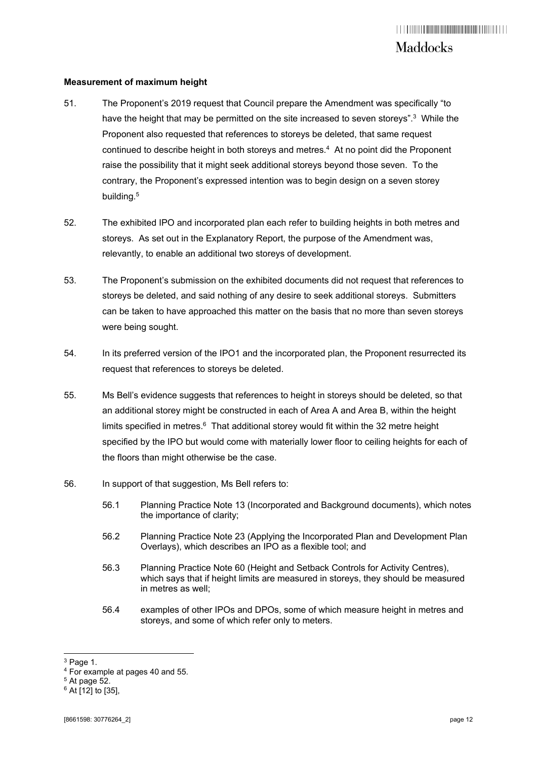**Measurement of maximum height**

51. The Proponent's 2019 request that Council prepare the Amendment was specifically "to have the height that may be permitted on the site increased to seven storeys".[3] While the Proponent also requested that references to storeys be deleted, that same request continued to describe height in both storeys and metres.[4] At no point did the Proponent raise the possibility that it might seek additional storeys beyond those seven. To the contrary, the Proponent's expressed intention was to begin design on a seven storey building.[5]

52. The exhibited IPO and incorporated plan each refer to building heights in both metres and storeys. As set out in the Explanatory Report, the purpose of the Amendment was, relevantly, to enable an additional two storeys of development.

53. The Proponent's submission on the exhibited documents did not request that references to storeys be deleted, and said nothing of any desire to seek additional storeys. Submitters can be taken to have approached this matter on the basis that no more than seven storeys were being sought.

54. In its preferred version of the IPO1 and the incorporated plan, the Proponent resurrected its request that references to storeys be deleted.

55. Ms Bell's evidence suggests that references to height in storeys should be deleted, so that an additional storey might be constructed in each of Area A and Area B, within the height limits specified in metres.[6] That additional storey would fit within the 32 metre height specified by the IPO but would come with materially lower floor to ceiling heights for each of the floors than might otherwise be the case.

56. In support of that suggestion, Ms Bell refers to:

    56.1 Planning Practice Note 13 (Incorporated and Background documents), which notes the importance of clarity;

    56.2 Planning Practice Note 23 (Applying the Incorporated Plan and Development Plan Overlays), which describes an IPO as a flexible tool; and

    56.3 Planning Practice Note 60 (Height and Setback Controls for Activity Centres), which says that if height limits are measured in storeys, they should be measured in metres as well;

    56.4 examples of other IPOs and DPOs, some of which measure height in metres and storeys, and some of which refer only to meters.

---

[3] Page 1.
[4] For example at pages 40 and 55.
[5] At page 52.
[6] At [12] to [35],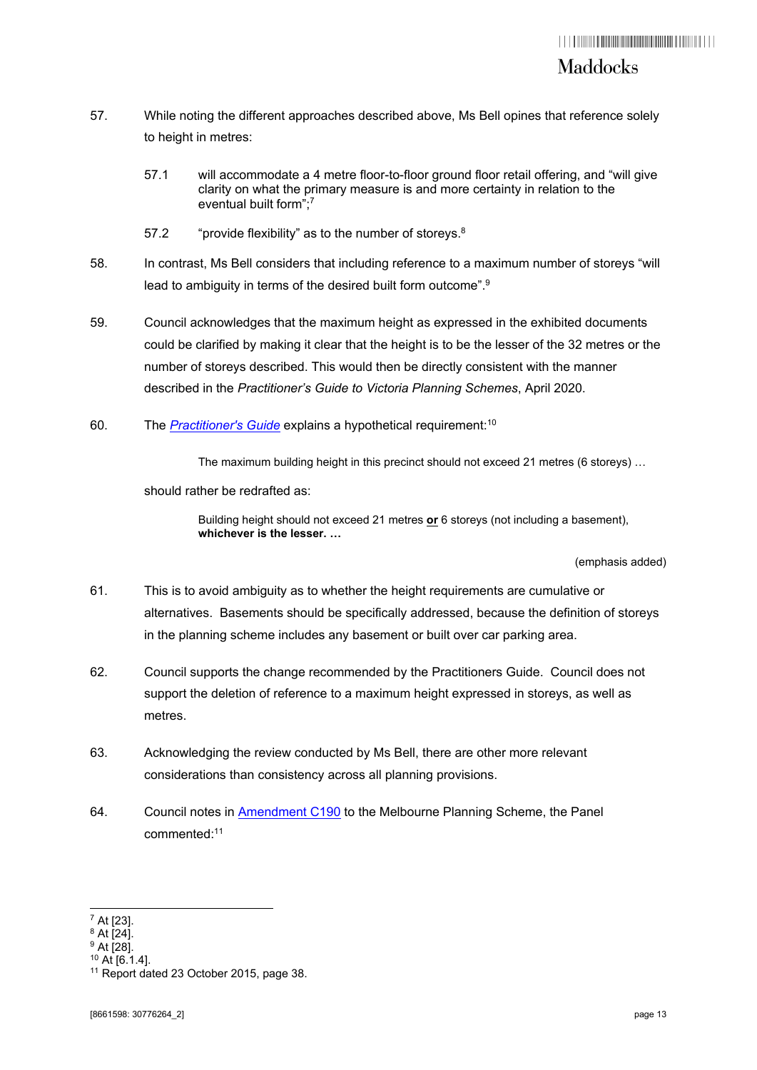57. While noting the different approaches described above, Ms Bell opines that reference solely to height in metres:

    57.1 will accommodate a 4 metre floor-to-floor ground floor retail offering, and "will give clarity on what the primary measure is and more certainty in relation to the eventual built form";[7]

    57.2 "provide flexibility" as to the number of storeys.[8]

58. In contrast, Ms Bell considers that including reference to a maximum number of storeys "will lead to ambiguity in terms of the desired built form outcome".[9]

59. Council acknowledges that the maximum height as expressed in the exhibited documents could be clarified by making it clear that the height is to be the lesser of the 32 metres or the number of storeys described. This would then be directly consistent with the manner described in the *Practitioner's Guide to Victoria Planning Schemes*, April 2020.

60. The *Practitioner's Guide* explains a hypothetical requirement:[10]

    > The maximum building height in this precinct should not exceed 21 metres (6 storeys) …

    should rather be redrafted as:

    > Building height should not exceed 21 metres **or** 6 storeys (not including a basement), **whichever is the lesser. …**

    (emphasis added)

61. This is to avoid ambiguity as to whether the height requirements are cumulative or alternatives. Basements should be specifically addressed, because the definition of storeys in the planning scheme includes any basement or built over car parking area.

62. Council supports the change recommended by the Practitioners Guide. Council does not support the deletion of reference to a maximum height expressed in storeys, as well as metres.

63. Acknowledging the review conducted by Ms Bell, there are other more relevant considerations than consistency across all planning provisions.

64. Council notes in Amendment C190 to the Melbourne Planning Scheme, the Panel commented:[11]

---

[7] At [23].
[8] At [24].
[9] At [28].
[10] At [6.1.4].
[11] Report dated 23 October 2015, page 38.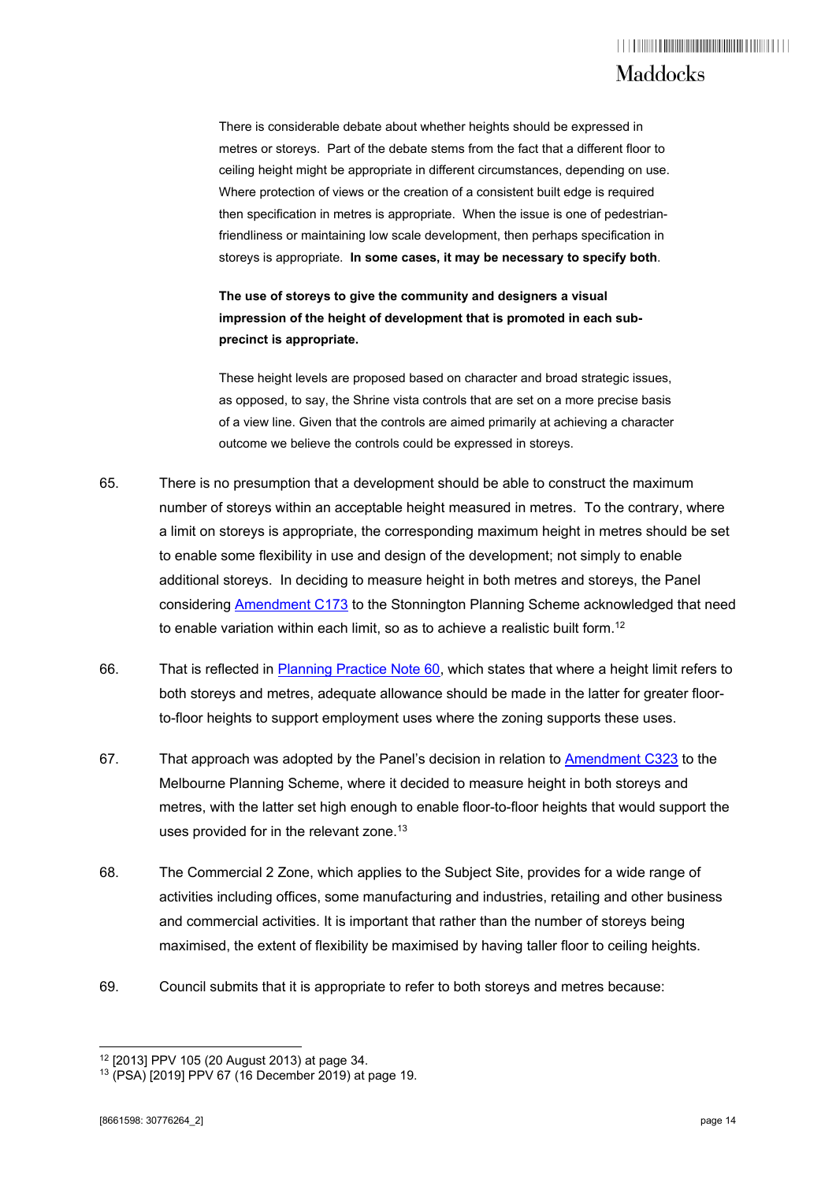> There is considerable debate about whether heights should be expressed in metres or storeys. Part of the debate stems from the fact that a different floor to ceiling height might be appropriate in different circumstances, depending on use. Where protection of views or the creation of a consistent built edge is required then specification in metres is appropriate. When the issue is one of pedestrian-friendliness or maintaining low scale development, then perhaps specification in storeys is appropriate. **In some cases, it may be necessary to specify both**.
>
> **The use of storeys to give the community and designers a visual impression of the height of development that is promoted in each sub-precinct is appropriate.**
>
> These height levels are proposed based on character and broad strategic issues, as opposed, to say, the Shrine vista controls that are set on a more precise basis of a view line. Given that the controls are aimed primarily at achieving a character outcome we believe the controls could be expressed in storeys.

65. There is no presumption that a development should be able to construct the maximum number of storeys within an acceptable height measured in metres. To the contrary, where a limit on storeys is appropriate, the corresponding maximum height in metres should be set to enable some flexibility in use and design of the development; not simply to enable additional storeys. In deciding to measure height in both metres and storeys, the Panel considering Amendment C173 to the Stonnington Planning Scheme acknowledged that need to enable variation within each limit, so as to achieve a realistic built form.[12]

66. That is reflected in Planning Practice Note 60, which states that where a height limit refers to both storeys and metres, adequate allowance should be made in the latter for greater floor-to-floor heights to support employment uses where the zoning supports these uses.

67. That approach was adopted by the Panel's decision in relation to Amendment C323 to the Melbourne Planning Scheme, where it decided to measure height in both storeys and metres, with the latter set high enough to enable floor-to-floor heights that would support the uses provided for in the relevant zone.[13]

68. The Commercial 2 Zone, which applies to the Subject Site, provides for a wide range of activities including offices, some manufacturing and industries, retailing and other business and commercial activities. It is important that rather than the number of storeys being maximised, the extent of flexibility be maximised by having taller floor to ceiling heights.

69. Council submits that it is appropriate to refer to both storeys and metres because:

---

[12] [2013] PPV 105 (20 August 2013) at page 34.

[13] (PSA) [2019] PPV 67 (16 December 2019) at page 19.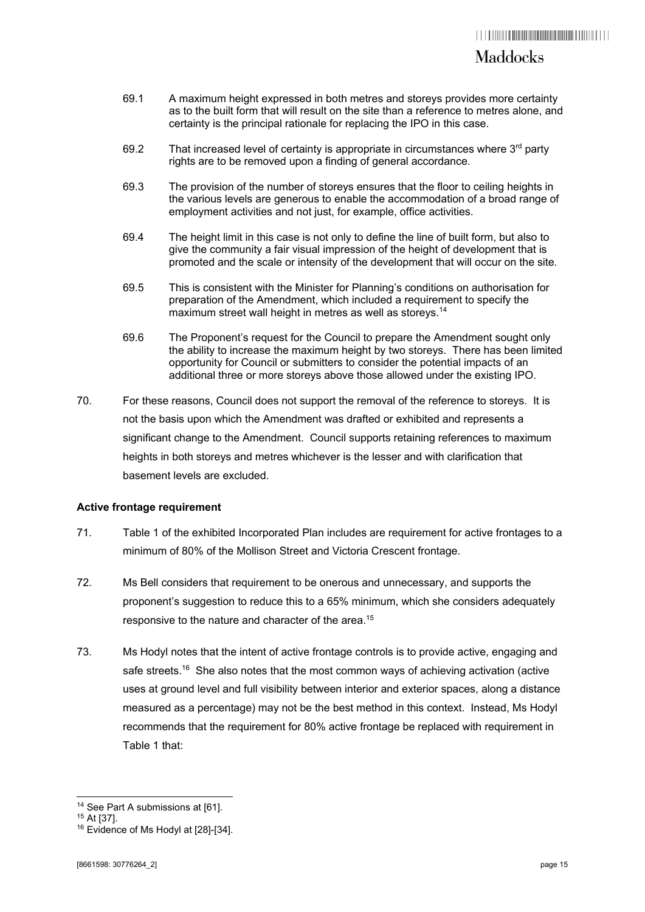69.1 A maximum height expressed in both metres and storeys provides more certainty as to the built form that will result on the site than a reference to metres alone, and certainty is the principal rationale for replacing the IPO in this case.

69.2 That increased level of certainty is appropriate in circumstances where 3rd party rights are to be removed upon a finding of general accordance.

69.3 The provision of the number of storeys ensures that the floor to ceiling heights in the various levels are generous to enable the accommodation of a broad range of employment activities and not just, for example, office activities.

69.4 The height limit in this case is not only to define the line of built form, but also to give the community a fair visual impression of the height of development that is promoted and the scale or intensity of the development that will occur on the site.

69.5 This is consistent with the Minister for Planning's conditions on authorisation for preparation of the Amendment, which included a requirement to specify the maximum street wall height in metres as well as storeys.[14]

69.6 The Proponent's request for the Council to prepare the Amendment sought only the ability to increase the maximum height by two storeys. There has been limited opportunity for Council or submitters to consider the potential impacts of an additional three or more storeys above those allowed under the existing IPO.

70. For these reasons, Council does not support the removal of the reference to storeys. It is not the basis upon which the Amendment was drafted or exhibited and represents a significant change to the Amendment. Council supports retaining references to maximum heights in both storeys and metres whichever is the lesser and with clarification that basement levels are excluded.

**Active frontage requirement**

71. Table 1 of the exhibited Incorporated Plan includes are requirement for active frontages to a minimum of 80% of the Mollison Street and Victoria Crescent frontage.

72. Ms Bell considers that requirement to be onerous and unnecessary, and supports the proponent's suggestion to reduce this to a 65% minimum, which she considers adequately responsive to the nature and character of the area.[15]

73. Ms Hodyl notes that the intent of active frontage controls is to provide active, engaging and safe streets.[16] She also notes that the most common ways of achieving activation (active uses at ground level and full visibility between interior and exterior spaces, along a distance measured as a percentage) may not be the best method in this context. Instead, Ms Hodyl recommends that the requirement for 80% active frontage be replaced with requirement in Table 1 that:

---

[14] See Part A submissions at [61].

[15] At [37].

[16] Evidence of Ms Hodyl at [28]-[34].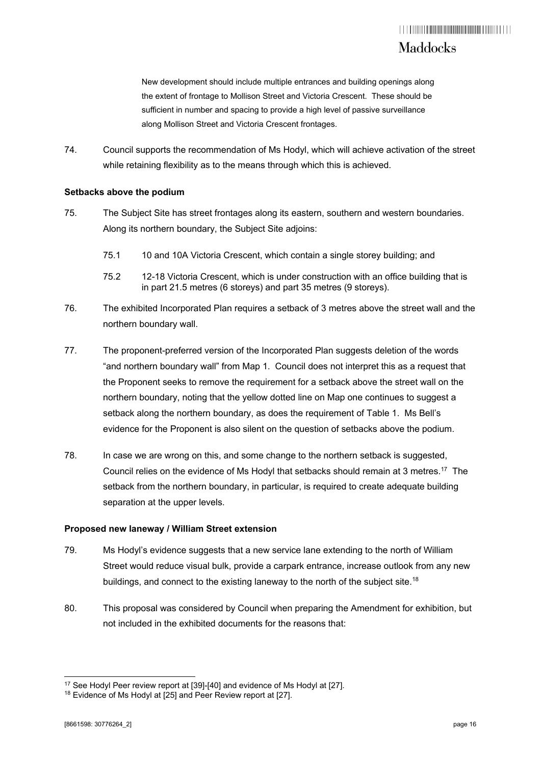> New development should include multiple entrances and building openings along the extent of frontage to Mollison Street and Victoria Crescent. These should be sufficient in number and spacing to provide a high level of passive surveillance along Mollison Street and Victoria Crescent frontages.

74. Council supports the recommendation of Ms Hodyl, which will achieve activation of the street while retaining flexibility as to the means through which this is achieved.

**Setbacks above the podium**

75. The Subject Site has street frontages along its eastern, southern and western boundaries. Along its northern boundary, the Subject Site adjoins:

    75.1 10 and 10A Victoria Crescent, which contain a single storey building; and

    75.2 12-18 Victoria Crescent, which is under construction with an office building that is in part 21.5 metres (6 storeys) and part 35 metres (9 storeys).

76. The exhibited Incorporated Plan requires a setback of 3 metres above the street wall and the northern boundary wall.

77. The proponent-preferred version of the Incorporated Plan suggests deletion of the words "and northern boundary wall" from Map 1. Council does not interpret this as a request that the Proponent seeks to remove the requirement for a setback above the street wall on the northern boundary, noting that the yellow dotted line on Map one continues to suggest a setback along the northern boundary, as does the requirement of Table 1. Ms Bell's evidence for the Proponent is also silent on the question of setbacks above the podium.

78. In case we are wrong on this, and some change to the northern setback is suggested, Council relies on the evidence of Ms Hodyl that setbacks should remain at 3 metres.[17] The setback from the northern boundary, in particular, is required to create adequate building separation at the upper levels.

**Proposed new laneway / William Street extension**

79. Ms Hodyl's evidence suggests that a new service lane extending to the north of William Street would reduce visual bulk, provide a carpark entrance, increase outlook from any new buildings, and connect to the existing laneway to the north of the subject site.[18]

80. This proposal was considered by Council when preparing the Amendment for exhibition, but not included in the exhibited documents for the reasons that:

---

[17] See Hodyl Peer review report at [39]-[40] and evidence of Ms Hodyl at [27].

[18] Evidence of Ms Hodyl at [25] and Peer Review report at [27].

[8661598: 30776264_2]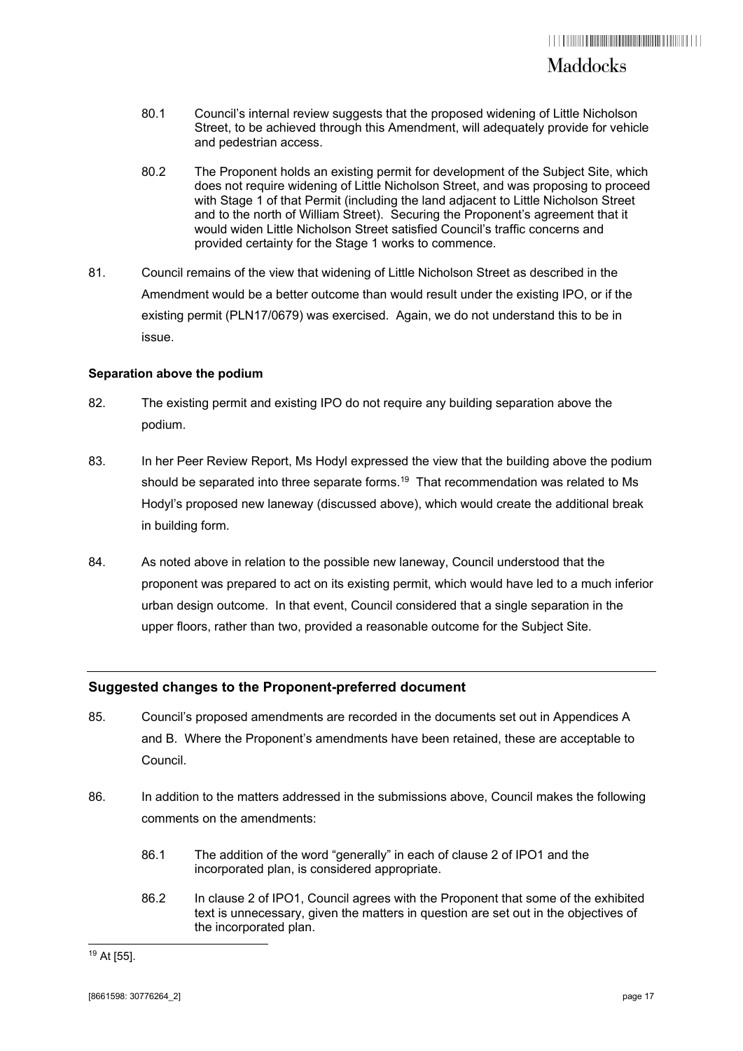80.1 Council's internal review suggests that the proposed widening of Little Nicholson Street, to be achieved through this Amendment, will adequately provide for vehicle and pedestrian access.

80.2 The Proponent holds an existing permit for development of the Subject Site, which does not require widening of Little Nicholson Street, and was proposing to proceed with Stage 1 of that Permit (including the land adjacent to Little Nicholson Street and to the north of William Street). Securing the Proponent's agreement that it would widen Little Nicholson Street satisfied Council's traffic concerns and provided certainty for the Stage 1 works to commence.

81. Council remains of the view that widening of Little Nicholson Street as described in the Amendment would be a better outcome than would result under the existing IPO, or if the existing permit (PLN17/0679) was exercised. Again, we do not understand this to be in issue.

**Separation above the podium**

82. The existing permit and existing IPO do not require any building separation above the podium.

83. In her Peer Review Report, Ms Hodyl expressed the view that the building above the podium should be separated into three separate forms.[19] That recommendation was related to Ms Hodyl's proposed new laneway (discussed above), which would create the additional break in building form.

84. As noted above in relation to the possible new laneway, Council understood that the proponent was prepared to act on its existing permit, which would have led to a much inferior urban design outcome. In that event, Council considered that a single separation in the upper floors, rather than two, provided a reasonable outcome for the Subject Site.

## Suggested changes to the Proponent-preferred document

85. Council's proposed amendments are recorded in the documents set out in Appendices A and B. Where the Proponent's amendments have been retained, these are acceptable to Council.

86. In addition to the matters addressed in the submissions above, Council makes the following comments on the amendments:

86.1 The addition of the word "generally" in each of clause 2 of IPO1 and the incorporated plan, is considered appropriate.

86.2 In clause 2 of IPO1, Council agrees with the Proponent that some of the exhibited text is unnecessary, given the matters in question are set out in the objectives of the incorporated plan.

---

[19] At [55].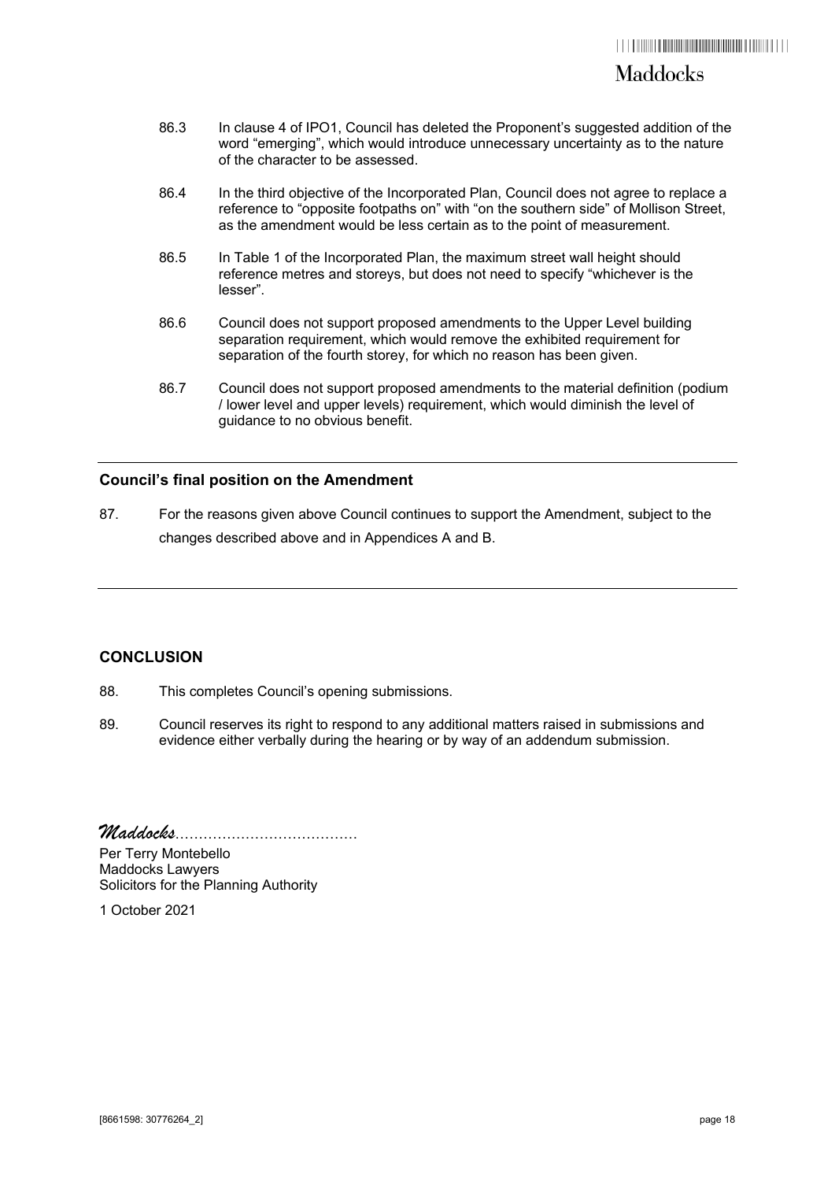86.3 In clause 4 of IPO1, Council has deleted the Proponent's suggested addition of the word "emerging", which would introduce unnecessary uncertainty as to the nature of the character to be assessed.

86.4 In the third objective of the Incorporated Plan, Council does not agree to replace a reference to "opposite footpaths on" with "on the southern side" of Mollison Street, as the amendment would be less certain as to the point of measurement.

86.5 In Table 1 of the Incorporated Plan, the maximum street wall height should reference metres and storeys, but does not need to specify "whichever is the lesser".

86.6 Council does not support proposed amendments to the Upper Level building separation requirement, which would remove the exhibited requirement for separation of the fourth storey, for which no reason has been given.

86.7 Council does not support proposed amendments to the material definition (podium / lower level and upper levels) requirement, which would diminish the level of guidance to no obvious benefit.

### Council's final position on the Amendment

87. For the reasons given above Council continues to support the Amendment, subject to the changes described above and in Appendices A and B.

### CONCLUSION

88. This completes Council's opening submissions.

89. Council reserves its right to respond to any additional matters raised in submissions and evidence either verbally during the hearing or by way of an addendum submission.

*Maddocks*......................................

Per Terry Montebello
Maddocks Lawyers
Solicitors for the Planning Authority

1 October 2021